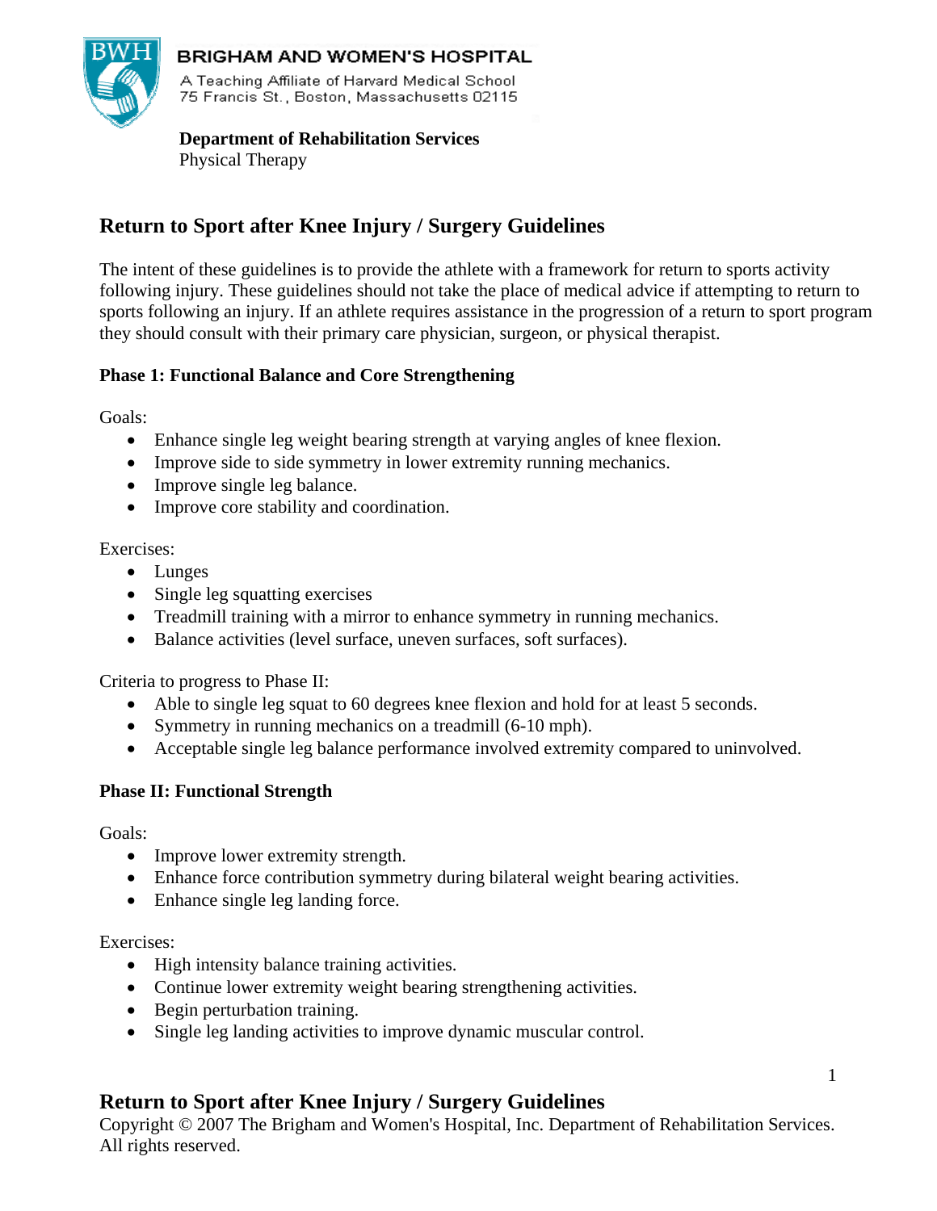BRIGHAM AND WOMEN'S HOSPITAL
A Teaching Affiliate of Harvard Medical School
75 Francis St., Boston, Massachusetts 02115

**Department of Rehabilitation Services**
Physical Therapy

# Return to Sport after Knee Injury / Surgery Guidelines

The intent of these guidelines is to provide the athlete with a framework for return to sports activity following injury. These guidelines should not take the place of medical advice if attempting to return to sports following an injury. If an athlete requires assistance in the progression of a return to sport program they should consult with their primary care physician, surgeon, or physical therapist.

### Phase 1: Functional Balance and Core Strengthening

Goals:

- Enhance single leg weight bearing strength at varying angles of knee flexion.
- Improve side to side symmetry in lower extremity running mechanics.
- Improve single leg balance.
- Improve core stability and coordination.

Exercises:

- Lunges
- Single leg squatting exercises
- Treadmill training with a mirror to enhance symmetry in running mechanics.
- Balance activities (level surface, uneven surfaces, soft surfaces).

Criteria to progress to Phase II:

- Able to single leg squat to 60 degrees knee flexion and hold for at least 5 seconds.
- Symmetry in running mechanics on a treadmill (6-10 mph).
- Acceptable single leg balance performance involved extremity compared to uninvolved.

### Phase II: Functional Strength

Goals:

- Improve lower extremity strength.
- Enhance force contribution symmetry during bilateral weight bearing activities.
- Enhance single leg landing force.

Exercises:

- High intensity balance training activities.
- Continue lower extremity weight bearing strengthening activities.
- Begin perturbation training.
- Single leg landing activities to improve dynamic muscular control.

Copyright © 2007 The Brigham and Women's Hospital, Inc. Department of Rehabilitation Services. All rights reserved.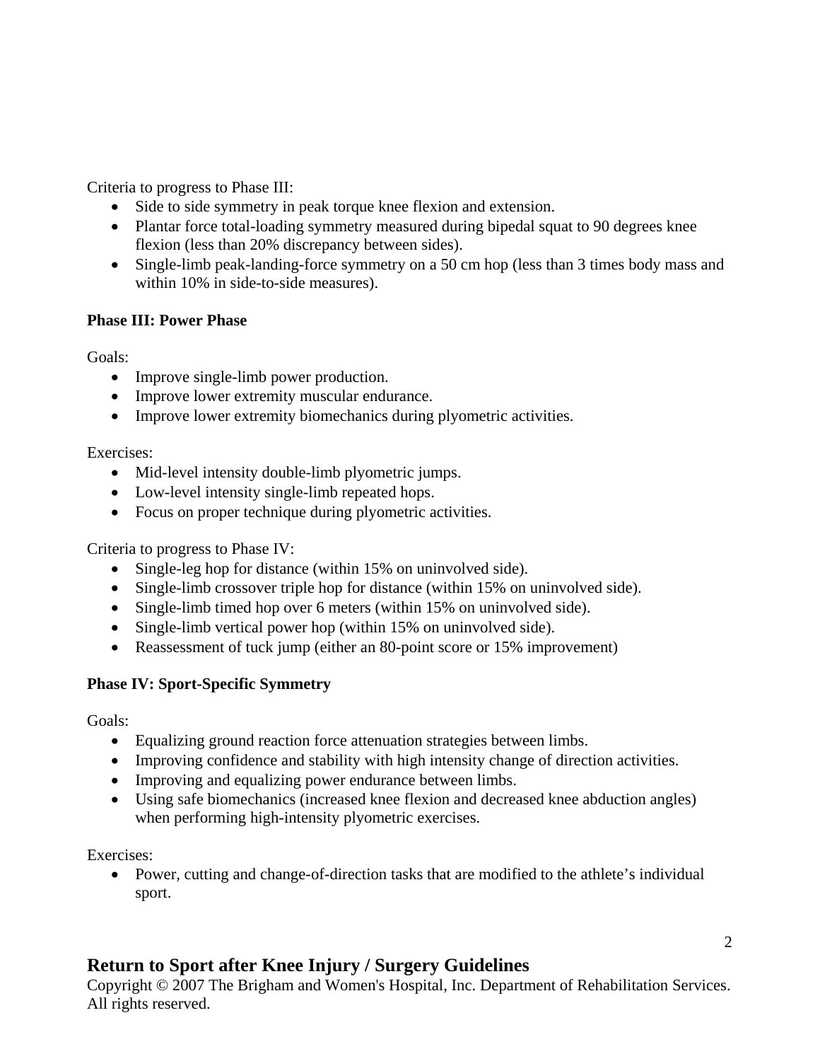Criteria to progress to Phase III:

- Side to side symmetry in peak torque knee flexion and extension.
- Plantar force total-loading symmetry measured during bipedal squat to 90 degrees knee flexion (less than 20% discrepancy between sides).
- Single-limb peak-landing-force symmetry on a 50 cm hop (less than 3 times body mass and within 10% in side-to-side measures).

**Phase III: Power Phase**

Goals:

- Improve single-limb power production.
- Improve lower extremity muscular endurance.
- Improve lower extremity biomechanics during plyometric activities.

Exercises:

- Mid-level intensity double-limb plyometric jumps.
- Low-level intensity single-limb repeated hops.
- Focus on proper technique during plyometric activities.

Criteria to progress to Phase IV:

- Single-leg hop for distance (within 15% on uninvolved side).
- Single-limb crossover triple hop for distance (within 15% on uninvolved side).
- Single-limb timed hop over 6 meters (within 15% on uninvolved side).
- Single-limb vertical power hop (within 15% on uninvolved side).
- Reassessment of tuck jump (either an 80-point score or 15% improvement)

**Phase IV: Sport-Specific Symmetry**

Goals:

- Equalizing ground reaction force attenuation strategies between limbs.
- Improving confidence and stability with high intensity change of direction activities.
- Improving and equalizing power endurance between limbs.
- Using safe biomechanics (increased knee flexion and decreased knee abduction angles) when performing high-intensity plyometric exercises.

Exercises:

- Power, cutting and change-of-direction tasks that are modified to the athlete's individual sport.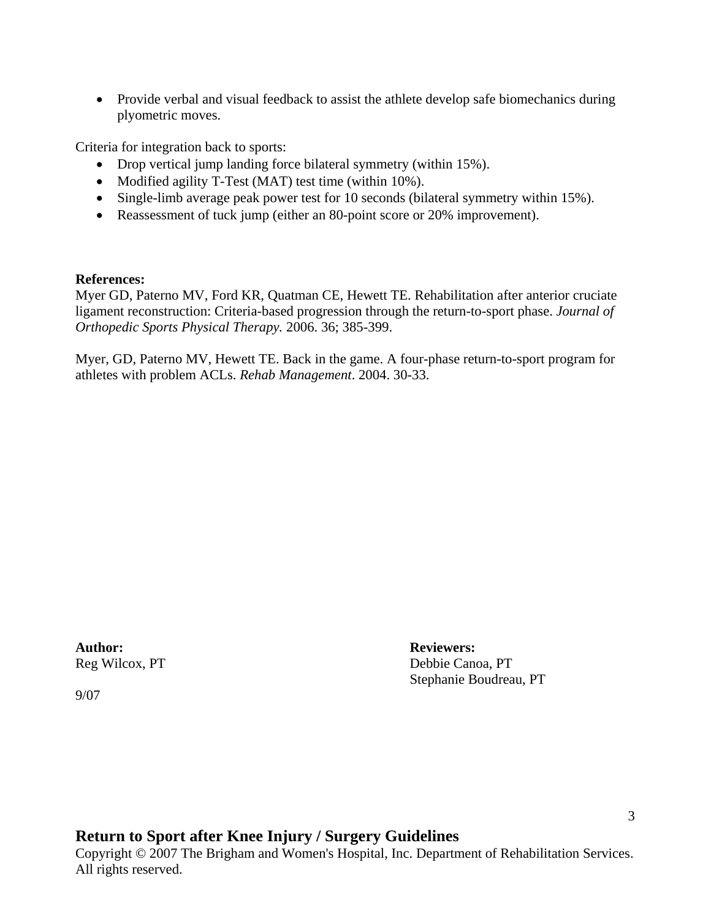- Provide verbal and visual feedback to assist the athlete develop safe biomechanics during plyometric moves.

Criteria for integration back to sports:

- Drop vertical jump landing force bilateral symmetry (within 15%).
- Modified agility T-Test (MAT) test time (within 10%).
- Single-limb average peak power test for 10 seconds (bilateral symmetry within 15%).
- Reassessment of tuck jump (either an 80-point score or 20% improvement).

**References:**

Myer GD, Paterno MV, Ford KR, Quatman CE, Hewett TE. Rehabilitation after anterior cruciate ligament reconstruction: Criteria-based progression through the return-to-sport phase. *Journal of Orthopedic Sports Physical Therapy.* 2006. 36; 385-399.

Myer, GD, Paterno MV, Hewett TE. Back in the game. A four-phase return-to-sport program for athletes with problem ACLs. *Rehab Management*. 2004. 30-33.

**Author:**
Reg Wilcox, PT

9/07

**Reviewers:**
Debbie Canoa, PT
Stephanie Boudreau, PT

**Return to Sport after Knee Injury / Surgery Guidelines**
Copyright © 2007 The Brigham and Women's Hospital, Inc. Department of Rehabilitation Services. All rights reserved.